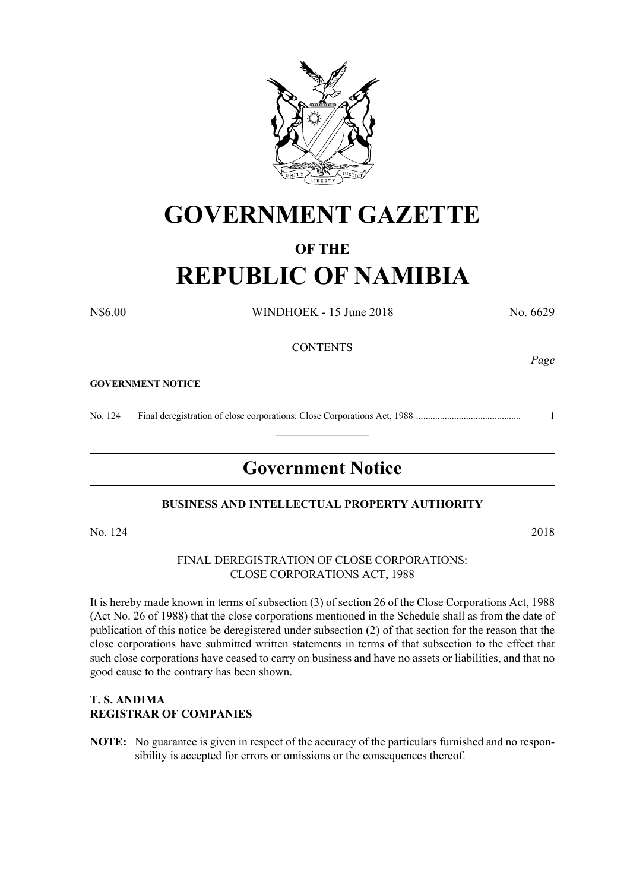# GOVERNMENT GAZETTE

## OF THE

# REPUBLIC OF NAMIBIA

N$6.00 WINDHOEK - 15 June 2018 No. 6629

CONTENTS

*Page*

**GOVERNMENT NOTICE**

No. 124 Final deregistration of close corporations: Close Corporations Act, 1988 ............................................ 1

---

## Government Notice

**BUSINESS AND INTELLECTUAL PROPERTY AUTHORITY**

No. 124 2018

FINAL DEREGISTRATION OF CLOSE CORPORATIONS:
CLOSE CORPORATIONS ACT, 1988

It is hereby made known in terms of subsection (3) of section 26 of the Close Corporations Act, 1988 (Act No. 26 of 1988) that the close corporations mentioned in the Schedule shall as from the date of publication of this notice be deregistered under subsection (2) of that section for the reason that the close corporations have submitted written statements in terms of that subsection to the effect that such close corporations have ceased to carry on business and have no assets or liabilities, and that no good cause to the contrary has been shown.

**T. S. ANDIMA**
**REGISTRAR OF COMPANIES**

**NOTE:** No guarantee is given in respect of the accuracy of the particulars furnished and no responsibility is accepted for errors or omissions or the consequences thereof.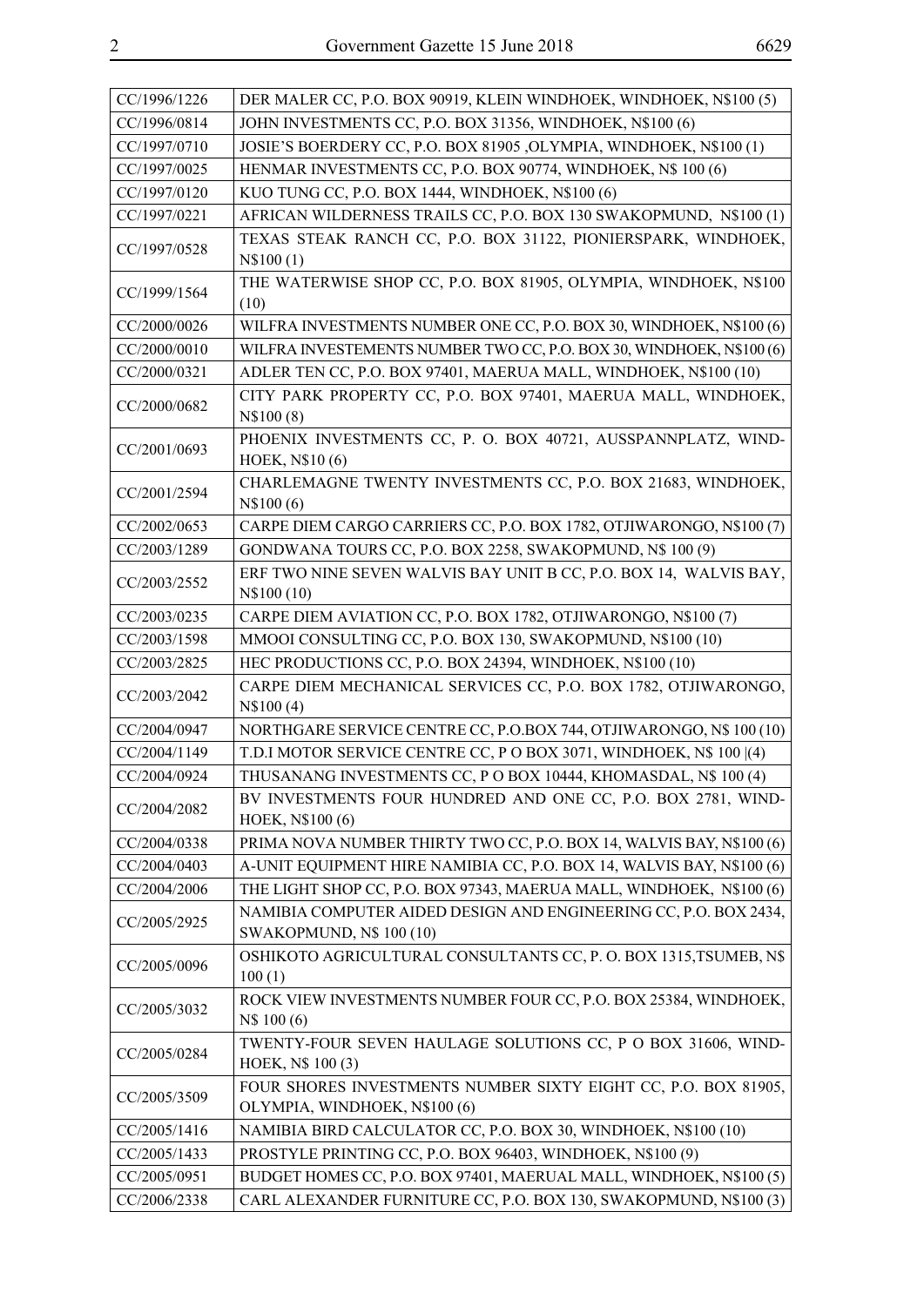| | |
|---|---|
| CC/1996/1226 | DER MALER CC, P.O. BOX 90919, KLEIN WINDHOEK, WINDHOEK, N$100 (5) |
| CC/1996/0814 | JOHN INVESTMENTS CC, P.O. BOX 31356, WINDHOEK, N$100 (6) |
| CC/1997/0710 | JOSIE'S BOERDERY CC, P.O. BOX 81905 ,OLYMPIA, WINDHOEK, N$100 (1) |
| CC/1997/0025 | HENMAR INVESTMENTS CC, P.O. BOX 90774, WINDHOEK, N$ 100 (6) |
| CC/1997/0120 | KUO TUNG CC, P.O. BOX 1444, WINDHOEK, N$100 (6) |
| CC/1997/0221 | AFRICAN WILDERNESS TRAILS CC, P.O. BOX 130 SWAKOPMUND, N$100 (1) |
| CC/1997/0528 | TEXAS STEAK RANCH CC, P.O. BOX 31122, PIONIERSPARK, WINDHOEK, N$100 (1) |
| CC/1999/1564 | THE WATERWISE SHOP CC, P.O. BOX 81905, OLYMPIA, WINDHOEK, N$100 (10) |
| CC/2000/0026 | WILFRA INVESTMENTS NUMBER ONE CC, P.O. BOX 30, WINDHOEK, N$100 (6) |
| CC/2000/0010 | WILFRA INVESTEMENTS NUMBER TWO CC, P.O. BOX 30, WINDHOEK, N$100 (6) |
| CC/2000/0321 | ADLER TEN CC, P.O. BOX 97401, MAERUA MALL, WINDHOEK, N$100 (10) |
| CC/2000/0682 | CITY PARK PROPERTY CC, P.O. BOX 97401, MAERUA MALL, WINDHOEK, N$100 (8) |
| CC/2001/0693 | PHOENIX INVESTMENTS CC, P. O. BOX 40721, AUSSPANNPLATZ, WINDHOEK, N$10 (6) |
| CC/2001/2594 | CHARLEMAGNE TWENTY INVESTMENTS CC, P.O. BOX 21683, WINDHOEK, N$100 (6) |
| CC/2002/0653 | CARPE DIEM CARGO CARRIERS CC, P.O. BOX 1782, OTJIWARONGO, N$100 (7) |
| CC/2003/1289 | GONDWANA TOURS CC, P.O. BOX 2258, SWAKOPMUND, N$ 100 (9) |
| CC/2003/2552 | ERF TWO NINE SEVEN WALVIS BAY UNIT B CC, P.O. BOX 14, WALVIS BAY, N$100 (10) |
| CC/2003/0235 | CARPE DIEM AVIATION CC, P.O. BOX 1782, OTJIWARONGO, N$100 (7) |
| CC/2003/1598 | MMOOI CONSULTING CC, P.O. BOX 130, SWAKOPMUND, N$100 (10) |
| CC/2003/2825 | HEC PRODUCTIONS CC, P.O. BOX 24394, WINDHOEK, N$100 (10) |
| CC/2003/2042 | CARPE DIEM MECHANICAL SERVICES CC, P.O. BOX 1782, OTJIWARONGO, N$100 (4) |
| CC/2004/0947 | NORTHGARE SERVICE CENTRE CC, P.O.BOX 744, OTJIWARONGO, N$ 100 (10) |
| CC/2004/1149 | T.D.I MOTOR SERVICE CENTRE CC, P O BOX 3071, WINDHOEK, N$ 100 \|(4) |
| CC/2004/0924 | THUSANANG INVESTMENTS CC, P O BOX 10444, KHOMASDAL, N$ 100 (4) |
| CC/2004/2082 | BV INVESTMENTS FOUR HUNDRED AND ONE CC, P.O. BOX 2781, WINDHOEK, N$100 (6) |
| CC/2004/0338 | PRIMA NOVA NUMBER THIRTY TWO CC, P.O. BOX 14, WALVIS BAY, N$100 (6) |
| CC/2004/0403 | A-UNIT EQUIPMENT HIRE NAMIBIA CC, P.O. BOX 14, WALVIS BAY, N$100 (6) |
| CC/2004/2006 | THE LIGHT SHOP CC, P.O. BOX 97343, MAERUA MALL, WINDHOEK, N$100 (6) |
| CC/2005/2925 | NAMIBIA COMPUTER AIDED DESIGN AND ENGINEERING CC, P.O. BOX 2434, SWAKOPMUND, N$ 100 (10) |
| CC/2005/0096 | OSHIKOTO AGRICULTURAL CONSULTANTS CC, P. O. BOX 1315,TSUMEB, N$ 100 (1) |
| CC/2005/3032 | ROCK VIEW INVESTMENTS NUMBER FOUR CC, P.O. BOX 25384, WINDHOEK, N$ 100 (6) |
| CC/2005/0284 | TWENTY-FOUR SEVEN HAULAGE SOLUTIONS CC, P O BOX 31606, WINDHOEK, N$ 100 (3) |
| CC/2005/3509 | FOUR SHORES INVESTMENTS NUMBER SIXTY EIGHT CC, P.O. BOX 81905, OLYMPIA, WINDHOEK, N$100 (6) |
| CC/2005/1416 | NAMIBIA BIRD CALCULATOR CC, P.O. BOX 30, WINDHOEK, N$100 (10) |
| CC/2005/1433 | PROSTYLE PRINTING CC, P.O. BOX 96403, WINDHOEK, N$100 (9) |
| CC/2005/0951 | BUDGET HOMES CC, P.O. BOX 97401, MAERUAL MALL, WINDHOEK, N$100 (5) |
| CC/2006/2338 | CARL ALEXANDER FURNITURE CC, P.O. BOX 130, SWAKOPMUND, N$100 (3) |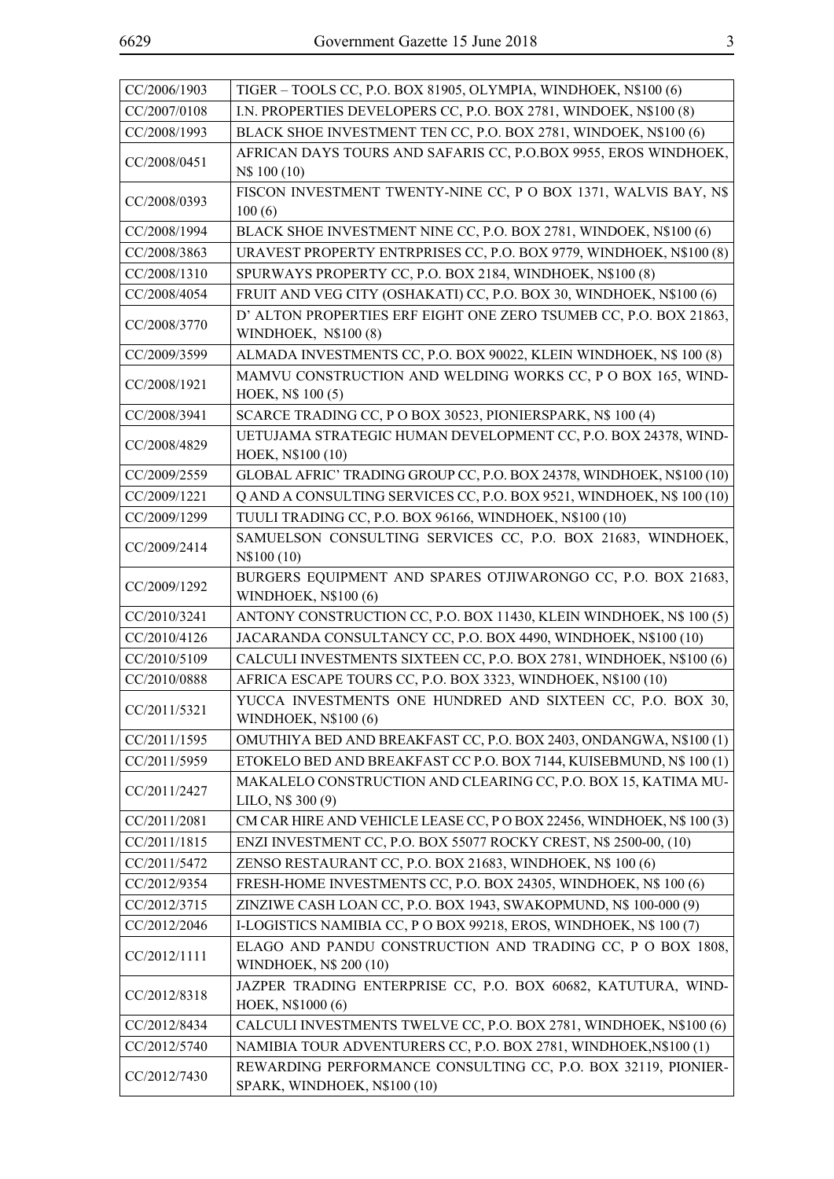| | |
|---|---|
| CC/2006/1903 | TIGER – TOOLS CC, P.O. BOX 81905, OLYMPIA, WINDHOEK, N$100 (6) |
| CC/2007/0108 | I.N. PROPERTIES DEVELOPERS CC, P.O. BOX 2781, WINDOEK, N$100 (8) |
| CC/2008/1993 | BLACK SHOE INVESTMENT TEN CC, P.O. BOX 2781, WINDOEK, N$100 (6) |
| CC/2008/0451 | AFRICAN DAYS TOURS AND SAFARIS CC, P.O.BOX 9955, EROS WINDHOEK, N$ 100 (10) |
| CC/2008/0393 | FISCON INVESTMENT TWENTY-NINE CC, P O BOX 1371, WALVIS BAY, N$ 100 (6) |
| CC/2008/1994 | BLACK SHOE INVESTMENT NINE CC, P.O. BOX 2781, WINDOEK, N$100 (6) |
| CC/2008/3863 | URAVEST PROPERTY ENTRPRISES CC, P.O. BOX 9779, WINDHOEK, N$100 (8) |
| CC/2008/1310 | SPURWAYS PROPERTY CC, P.O. BOX 2184, WINDHOEK, N$100 (8) |
| CC/2008/4054 | FRUIT AND VEG CITY (OSHAKATI) CC, P.O. BOX 30, WINDHOEK, N$100 (6) |
| CC/2008/3770 | D' ALTON PROPERTIES ERF EIGHT ONE ZERO TSUMEB CC, P.O. BOX 21863, WINDHOEK, N$100 (8) |
| CC/2009/3599 | ALMADA INVESTMENTS CC, P.O. BOX 90022, KLEIN WINDHOEK, N$ 100 (8) |
| CC/2008/1921 | MAMVU CONSTRUCTION AND WELDING WORKS CC, P O BOX 165, WINDHOEK, N$ 100 (5) |
| CC/2008/3941 | SCARCE TRADING CC, P O BOX 30523, PIONIERSPARK, N$ 100 (4) |
| CC/2008/4829 | UETUJAMA STRATEGIC HUMAN DEVELOPMENT CC, P.O. BOX 24378, WINDHOEK, N$100 (10) |
| CC/2009/2559 | GLOBAL AFRIC' TRADING GROUP CC, P.O. BOX 24378, WINDHOEK, N$100 (10) |
| CC/2009/1221 | Q AND A CONSULTING SERVICES CC, P.O. BOX 9521, WINDHOEK, N$ 100 (10) |
| CC/2009/1299 | TUULI TRADING CC, P.O. BOX 96166, WINDHOEK, N$100 (10) |
| CC/2009/2414 | SAMUELSON CONSULTING SERVICES CC, P.O. BOX 21683, WINDHOEK, N$100 (10) |
| CC/2009/1292 | BURGERS EQUIPMENT AND SPARES OTJIWARONGO CC, P.O. BOX 21683, WINDHOEK, N$100 (6) |
| CC/2010/3241 | ANTONY CONSTRUCTION CC, P.O. BOX 11430, KLEIN WINDHOEK, N$ 100 (5) |
| CC/2010/4126 | JACARANDA CONSULTANCY CC, P.O. BOX 4490, WINDHOEK, N$100 (10) |
| CC/2010/5109 | CALCULI INVESTMENTS SIXTEEN CC, P.O. BOX 2781, WINDHOEK, N$100 (6) |
| CC/2010/0888 | AFRICA ESCAPE TOURS CC, P.O. BOX 3323, WINDHOEK, N$100 (10) |
| CC/2011/5321 | YUCCA INVESTMENTS ONE HUNDRED AND SIXTEEN CC, P.O. BOX 30, WINDHOEK, N$100 (6) |
| CC/2011/1595 | OMUTHIYA BED AND BREAKFAST CC, P.O. BOX 2403, ONDANGWA, N$100 (1) |
| CC/2011/5959 | ETOKELO BED AND BREAKFAST CC P.O. BOX 7144, KUISEBMUND, N$ 100 (1) |
| CC/2011/2427 | MAKALELO CONSTRUCTION AND CLEARING CC, P.O. BOX 15, KATIMA MULILO, N$ 300 (9) |
| CC/2011/2081 | CM CAR HIRE AND VEHICLE LEASE CC, P O BOX 22456, WINDHOEK, N$ 100 (3) |
| CC/2011/1815 | ENZI INVESTMENT CC, P.O. BOX 55077 ROCKY CREST, N$ 2500-00, (10) |
| CC/2011/5472 | ZENSO RESTAURANT CC, P.O. BOX 21683, WINDHOEK, N$ 100 (6) |
| CC/2012/9354 | FRESH-HOME INVESTMENTS CC, P.O. BOX 24305, WINDHOEK, N$ 100 (6) |
| CC/2012/3715 | ZINZIWE CASH LOAN CC, P.O. BOX 1943, SWAKOPMUND, N$ 100-000 (9) |
| CC/2012/2046 | I-LOGISTICS NAMIBIA CC, P O BOX 99218, EROS, WINDHOEK, N$ 100 (7) |
| CC/2012/1111 | ELAGO AND PANDU CONSTRUCTION AND TRADING CC, P O BOX 1808, WINDHOEK, N$ 200 (10) |
| CC/2012/8318 | JAZPER TRADING ENTERPRISE CC, P.O. BOX 60682, KATUTURA, WINDHOEK, N$1000 (6) |
| CC/2012/8434 | CALCULI INVESTMENTS TWELVE CC, P.O. BOX 2781, WINDHOEK, N$100 (6) |
| CC/2012/5740 | NAMIBIA TOUR ADVENTURERS CC, P.O. BOX 2781, WINDHOEK,N$100 (1) |
| CC/2012/7430 | REWARDING PERFORMANCE CONSULTING CC, P.O. BOX 32119, PIONIERSPARK, WINDHOEK, N$100 (10) |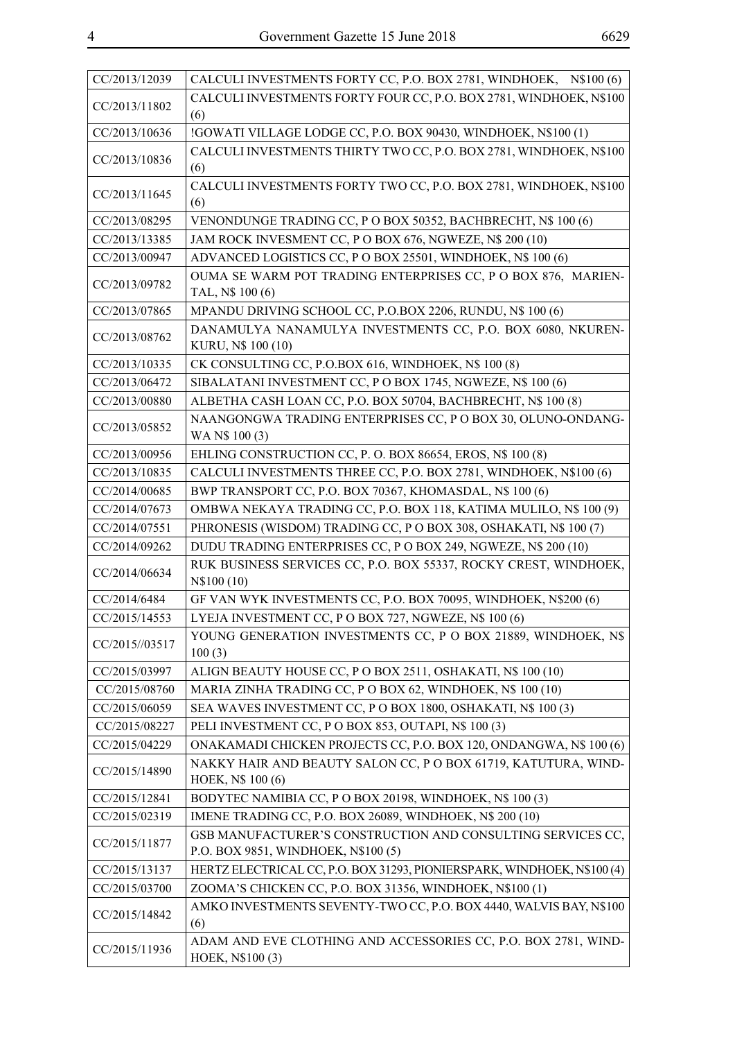| | |
|---|---|
| CC/2013/12039 | CALCULI INVESTMENTS FORTY CC, P.O. BOX 2781, WINDHOEK, N$100 (6) |
| CC/2013/11802 | CALCULI INVESTMENTS FORTY FOUR CC, P.O. BOX 2781, WINDHOEK, N$100 (6) |
| CC/2013/10636 | !GOWATI VILLAGE LODGE CC, P.O. BOX 90430, WINDHOEK, N$100 (1) |
| CC/2013/10836 | CALCULI INVESTMENTS THIRTY TWO CC, P.O. BOX 2781, WINDHOEK, N$100 (6) |
| CC/2013/11645 | CALCULI INVESTMENTS FORTY TWO CC, P.O. BOX 2781, WINDHOEK, N$100 (6) |
| CC/2013/08295 | VENONDUNGE TRADING CC, P O BOX 50352, BACHBRECHT, N$ 100 (6) |
| CC/2013/13385 | JAM ROCK INVESMENT CC, P O BOX 676, NGWEZE, N$ 200 (10) |
| CC/2013/00947 | ADVANCED LOGISTICS CC, P O BOX 25501, WINDHOEK, N$ 100 (6) |
| CC/2013/09782 | OUMA SE WARM POT TRADING ENTERPRISES CC, P O BOX 876, MARIEN-TAL, N$ 100 (6) |
| CC/2013/07865 | MPANDU DRIVING SCHOOL CC, P.O.BOX 2206, RUNDU, N$ 100 (6) |
| CC/2013/08762 | DANAMULYA NANAMULYA INVESTMENTS CC, P.O. BOX 6080, NKUREN-KURU, N$ 100 (10) |
| CC/2013/10335 | CK CONSULTING CC, P.O.BOX 616, WINDHOEK, N$ 100 (8) |
| CC/2013/06472 | SIBALATANI INVESTMENT CC, P O BOX 1745, NGWEZE, N$ 100 (6) |
| CC/2013/00880 | ALBETHA CASH LOAN CC, P.O. BOX 50704, BACHBRECHT, N$ 100 (8) |
| CC/2013/05852 | NAANGONGWA TRADING ENTERPRISES CC, P O BOX 30, OLUNO-ONDANG-WA N$ 100 (3) |
| CC/2013/00956 | EHLING CONSTRUCTION CC, P. O. BOX 86654, EROS, N$ 100 (8) |
| CC/2013/10835 | CALCULI INVESTMENTS THREE CC, P.O. BOX 2781, WINDHOEK, N$100 (6) |
| CC/2014/00685 | BWP TRANSPORT CC, P.O. BOX 70367, KHOMASDAL, N$ 100 (6) |
| CC/2014/07673 | OMBWA NEKAYA TRADING CC, P.O. BOX 118, KATIMA MULILO, N$ 100 (9) |
| CC/2014/07551 | PHRONESIS (WISDOM) TRADING CC, P O BOX 308, OSHAKATI, N$ 100 (7) |
| CC/2014/09262 | DUDU TRADING ENTERPRISES CC, P O BOX 249, NGWEZE, N$ 200 (10) |
| CC/2014/06634 | RUK BUSINESS SERVICES CC, P.O. BOX 55337, ROCKY CREST, WINDHOEK, N$100 (10) |
| CC/2014/6484 | GF VAN WYK INVESTMENTS CC, P.O. BOX 70095, WINDHOEK, N$200 (6) |
| CC/2015/14553 | LYEJA INVESTMENT CC, P O BOX 727, NGWEZE, N$ 100 (6) |
| CC/2015//03517 | YOUNG GENERATION INVESTMENTS CC, P O BOX 21889, WINDHOEK, N$ 100 (3) |
| CC/2015/03997 | ALIGN BEAUTY HOUSE CC, P O BOX 2511, OSHAKATI, N$ 100 (10) |
| CC/2015/08760 | MARIA ZINHA TRADING CC, P O BOX 62, WINDHOEK, N$ 100 (10) |
| CC/2015/06059 | SEA WAVES INVESTMENT CC, P O BOX 1800, OSHAKATI, N$ 100 (3) |
| CC/2015/08227 | PELI INVESTMENT CC, P O BOX 853, OUTAPI, N$ 100 (3) |
| CC/2015/04229 | ONAKAMADI CHICKEN PROJECTS CC, P.O. BOX 120, ONDANGWA, N$ 100 (6) |
| CC/2015/14890 | NAKKY HAIR AND BEAUTY SALON CC, P O BOX 61719, KATUTURA, WIND-HOEK, N$ 100 (6) |
| CC/2015/12841 | BODYTEC NAMIBIA CC, P O BOX 20198, WINDHOEK, N$ 100 (3) |
| CC/2015/02319 | IMENE TRADING CC, P.O. BOX 26089, WINDHOEK, N$ 200 (10) |
| CC/2015/11877 | GSB MANUFACTURER'S CONSTRUCTION AND CONSULTING SERVICES CC, P.O. BOX 9851, WINDHOEK, N$100 (5) |
| CC/2015/13137 | HERTZ ELECTRICAL CC, P.O. BOX 31293, PIONIERSPARK, WINDHOEK, N$100 (4) |
| CC/2015/03700 | ZOOMA'S CHICKEN CC, P.O. BOX 31356, WINDHOEK, N$100 (1) |
| CC/2015/14842 | AMKO INVESTMENTS SEVENTY-TWO CC, P.O. BOX 4440, WALVIS BAY, N$100 (6) |
| CC/2015/11936 | ADAM AND EVE CLOTHING AND ACCESSORIES CC, P.O. BOX 2781, WIND-HOEK, N$100 (3) |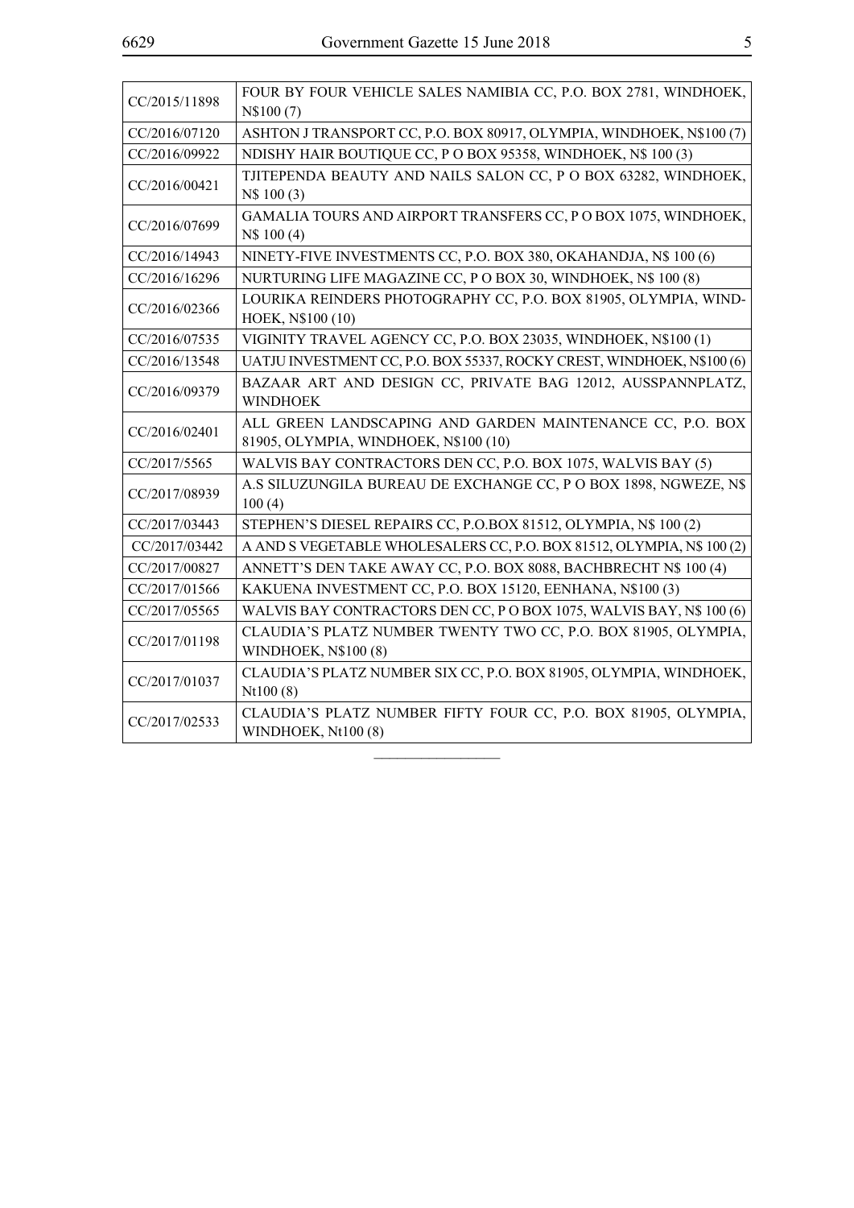| | |
|---|---|
| CC/2015/11898 | FOUR BY FOUR VEHICLE SALES NAMIBIA CC, P.O. BOX 2781, WINDHOEK, N$100 (7) |
| CC/2016/07120 | ASHTON J TRANSPORT CC, P.O. BOX 80917, OLYMPIA, WINDHOEK, N$100 (7) |
| CC/2016/09922 | NDISHY HAIR BOUTIQUE CC, P O BOX 95358, WINDHOEK, N$ 100 (3) |
| CC/2016/00421 | TJITEPENDA BEAUTY AND NAILS SALON CC, P O BOX 63282, WINDHOEK, N$ 100 (3) |
| CC/2016/07699 | GAMALIA TOURS AND AIRPORT TRANSFERS CC, P O BOX 1075, WINDHOEK, N$ 100 (4) |
| CC/2016/14943 | NINETY-FIVE INVESTMENTS CC, P.O. BOX 380, OKAHANDJA, N$ 100 (6) |
| CC/2016/16296 | NURTURING LIFE MAGAZINE CC, P O BOX 30, WINDHOEK, N$ 100 (8) |
| CC/2016/02366 | LOURIKA REINDERS PHOTOGRAPHY CC, P.O. BOX 81905, OLYMPIA, WIND-HOEK, N$100 (10) |
| CC/2016/07535 | VIGINITY TRAVEL AGENCY CC, P.O. BOX 23035, WINDHOEK, N$100 (1) |
| CC/2016/13548 | UATJU INVESTMENT CC, P.O. BOX 55337, ROCKY CREST, WINDHOEK, N$100 (6) |
| CC/2016/09379 | BAZAAR ART AND DESIGN CC, PRIVATE BAG 12012, AUSSPANNPLATZ, WINDHOEK |
| CC/2016/02401 | ALL GREEN LANDSCAPING AND GARDEN MAINTENANCE CC, P.O. BOX 81905, OLYMPIA, WINDHOEK, N$100 (10) |
| CC/2017/5565 | WALVIS BAY CONTRACTORS DEN CC, P.O. BOX 1075, WALVIS BAY (5) |
| CC/2017/08939 | A.S SILUZUNGILA BUREAU DE EXCHANGE CC, P O BOX 1898, NGWEZE, N$ 100 (4) |
| CC/2017/03443 | STEPHEN'S DIESEL REPAIRS CC, P.O.BOX 81512, OLYMPIA, N$ 100 (2) |
| CC/2017/03442 | A AND S VEGETABLE WHOLESALERS CC, P.O. BOX 81512, OLYMPIA, N$ 100 (2) |
| CC/2017/00827 | ANNETT'S DEN TAKE AWAY CC, P.O. BOX 8088, BACHBRECHT N$ 100 (4) |
| CC/2017/01566 | KAKUENA INVESTMENT CC, P.O. BOX 15120, EENHANA, N$100 (3) |
| CC/2017/05565 | WALVIS BAY CONTRACTORS DEN CC, P O BOX 1075, WALVIS BAY, N$ 100 (6) |
| CC/2017/01198 | CLAUDIA'S PLATZ NUMBER TWENTY TWO CC, P.O. BOX 81905, OLYMPIA, WINDHOEK, N$100 (8) |
| CC/2017/01037 | CLAUDIA'S PLATZ NUMBER SIX CC, P.O. BOX 81905, OLYMPIA, WINDHOEK, Nt100 (8) |
| CC/2017/02533 | CLAUDIA'S PLATZ NUMBER FIFTY FOUR CC, P.O. BOX 81905, OLYMPIA, WINDHOEK, Nt100 (8) |

________________